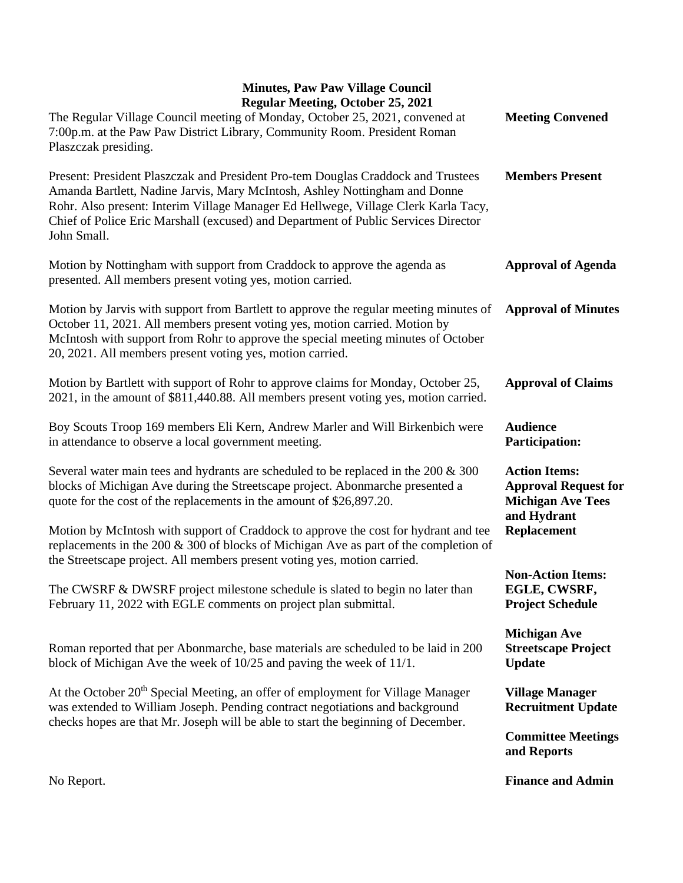# Minutes, Paw Paw Village Council
## Regular Meeting, October 25, 2021

**Meeting Convened**

The Regular Village Council meeting of Monday, October 25, 2021, convened at 7:00p.m. at the Paw Paw District Library, Community Room. President Roman Plaszczak presiding.

**Members Present**

Present: President Plaszczak and President Pro-tem Douglas Craddock and Trustees Amanda Bartlett, Nadine Jarvis, Mary McIntosh, Ashley Nottingham and Donne Rohr. Also present: Interim Village Manager Ed Hellwege, Village Clerk Karla Tacy, Chief of Police Eric Marshall (excused) and Department of Public Services Director John Small.

**Approval of Agenda**

Motion by Nottingham with support from Craddock to approve the agenda as presented. All members present voting yes, motion carried.

**Approval of Minutes**

Motion by Jarvis with support from Bartlett to approve the regular meeting minutes of October 11, 2021. All members present voting yes, motion carried. Motion by McIntosh with support from Rohr to approve the special meeting minutes of October 20, 2021. All members present voting yes, motion carried.

**Approval of Claims**

Motion by Bartlett with support of Rohr to approve claims for Monday, October 25, 2021, in the amount of $811,440.88. All members present voting yes, motion carried.

**Audience Participation:**

Boy Scouts Troop 169 members Eli Kern, Andrew Marler and Will Birkenbich were in attendance to observe a local government meeting.

**Action Items: Approval Request for Michigan Ave Tees and Hydrant Replacement**

Several water main tees and hydrants are scheduled to be replaced in the 200 & 300 blocks of Michigan Ave during the Streetscape project. Abonmarche presented a quote for the cost of the replacements in the amount of $26,897.20.

Motion by McIntosh with support of Craddock to approve the cost for hydrant and tee replacements in the 200 & 300 of blocks of Michigan Ave as part of the completion of the Streetscape project. All members present voting yes, motion carried.

**Non-Action Items: EGLE, CWSRF, Project Schedule**

The CWSRF & DWSRF project milestone schedule is slated to begin no later than February 11, 2022 with EGLE comments on project plan submittal.

**Michigan Ave Streetscape Project Update**

Roman reported that per Abonmarche, base materials are scheduled to be laid in 200 block of Michigan Ave the week of 10/25 and paving the week of 11/1.

**Village Manager Recruitment Update**

At the October 20th Special Meeting, an offer of employment for Village Manager was extended to William Joseph. Pending contract negotiations and background checks hopes are that Mr. Joseph will be able to start the beginning of December.

**Committee Meetings and Reports**

**Finance and Admin**

No Report.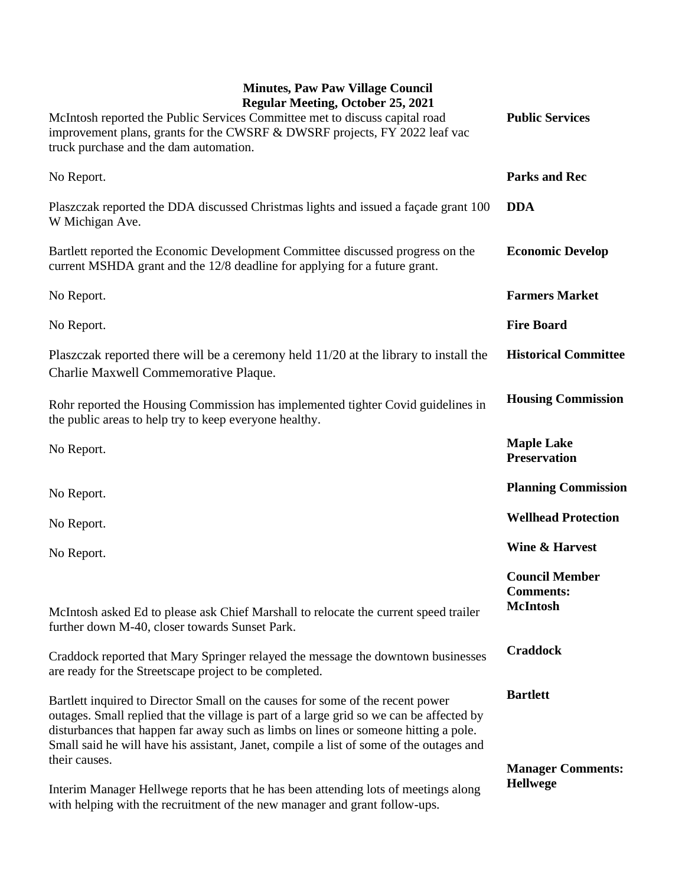**Minutes, Paw Paw Village Council**
**Regular Meeting, October 25, 2021**

**Public Services**

McIntosh reported the Public Services Committee met to discuss capital road improvement plans, grants for the CWSRF & DWSRF projects, FY 2022 leaf vac truck purchase and the dam automation.

**Parks and Rec**

No Report.

**DDA**

Plaszczak reported the DDA discussed Christmas lights and issued a façade grant 100 W Michigan Ave.

**Economic Develop**

Bartlett reported the Economic Development Committee discussed progress on the current MSHDA grant and the 12/8 deadline for applying for a future grant.

**Farmers Market**

No Report.

**Fire Board**

No Report.

**Historical Committee**

Plaszczak reported there will be a ceremony held 11/20 at the library to install the Charlie Maxwell Commemorative Plaque.

**Housing Commission**

Rohr reported the Housing Commission has implemented tighter Covid guidelines in the public areas to help try to keep everyone healthy.

**Maple Lake Preservation**

No Report.

**Planning Commission**

No Report.

**Wellhead Protection**

No Report.

**Wine & Harvest**

No Report.

**Council Member Comments:**

**McIntosh**

McIntosh asked Ed to please ask Chief Marshall to relocate the current speed trailer further down M-40, closer towards Sunset Park.

**Craddock**

Craddock reported that Mary Springer relayed the message the downtown businesses are ready for the Streetscape project to be completed.

**Bartlett**

Bartlett inquired to Director Small on the causes for some of the recent power outages. Small replied that the village is part of a large grid so we can be affected by disturbances that happen far away such as limbs on lines or someone hitting a pole. Small said he will have his assistant, Janet, compile a list of some of the outages and their causes.

**Manager Comments: Hellwege**

Interim Manager Hellwege reports that he has been attending lots of meetings along with helping with the recruitment of the new manager and grant follow-ups.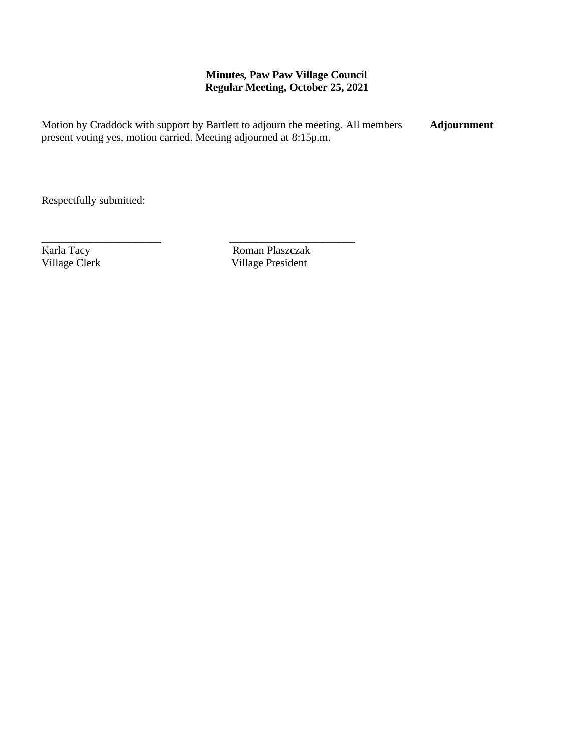**Minutes, Paw Paw Village Council**
**Regular Meeting, October 25, 2021**

Motion by Craddock with support by Bartlett to adjourn the meeting. All members present voting yes, motion carried. Meeting adjourned at 8:15p.m. **Adjournment**

Respectfully submitted:

| | |
|---|---|
| ______________________ | ______________________ |
| Karla Tacy | Roman Plaszczak |
| Village Clerk | Village President |